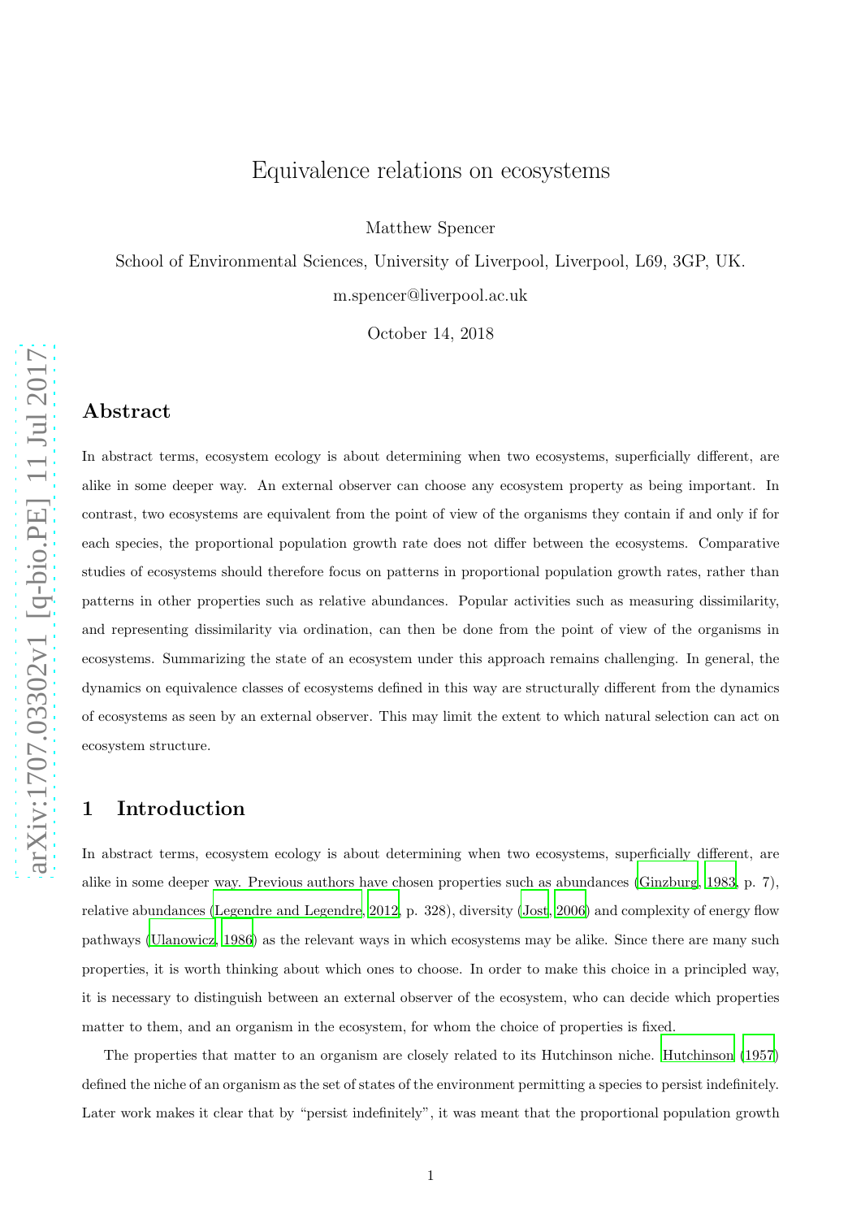# Equivalence relations on ecosystems

Matthew Spencer

School of Environmental Sciences, University of Liverpool, Liverpool, L69, 3GP, UK.

m.spencer@liverpool.ac.uk

October 14, 2018

## Abstract

In abstract terms, ecosystem ecology is about determining when two ecosystems, superficially different, are alike in some deeper way. An external observer can choose any ecosystem property as being important. In contrast, two ecosystems are equivalent from the point of view of the organisms they contain if and only if for each species, the proportional population growth rate does not differ between the ecosystems. Comparative studies of ecosystems should therefore focus on patterns in proportional population growth rates, rather than patterns in other properties such as relative abundances. Popular activities such as measuring dissimilarity, and representing dissimilarity via ordination, can then be done from the point of view of the organisms in ecosystems. Summarizing the state of an ecosystem under this approach remains challenging. In general, the dynamics on equivalence classes of ecosystems defined in this way are structurally different from the dynamics of ecosystems as seen by an external observer. This may limit the extent to which natural selection can act on ecosystem structure.

## 1 Introduction

In abstract terms, ecosystem ecology is about determining when two ecosystems, superficially different, are alike in some deeper way. Previous authors have chosen properties such as abundances (Ginzburg, 1983, p. 7), relative abundances (Legendre and Legendre, 2012, p. 328), diversity (Jost, 2006) and complexity of energy flow pathways (Ulanowicz, 1986) as the relevant ways in which ecosystems may be alike. Since there are many such properties, it is worth thinking about which ones to choose. In order to make this choice in a principled way, it is necessary to distinguish between an external observer of the ecosystem, who can decide which properties matter to them, and an organism in the ecosystem, for whom the choice of properties is fixed.

The properties that matter to an organism are closely related to its Hutchinson niche. Hutchinson (1957) defined the niche of an organism as the set of states of the environment permitting a species to persist indefinitely. Later work makes it clear that by "persist indefinitely", it was meant that the proportional population growth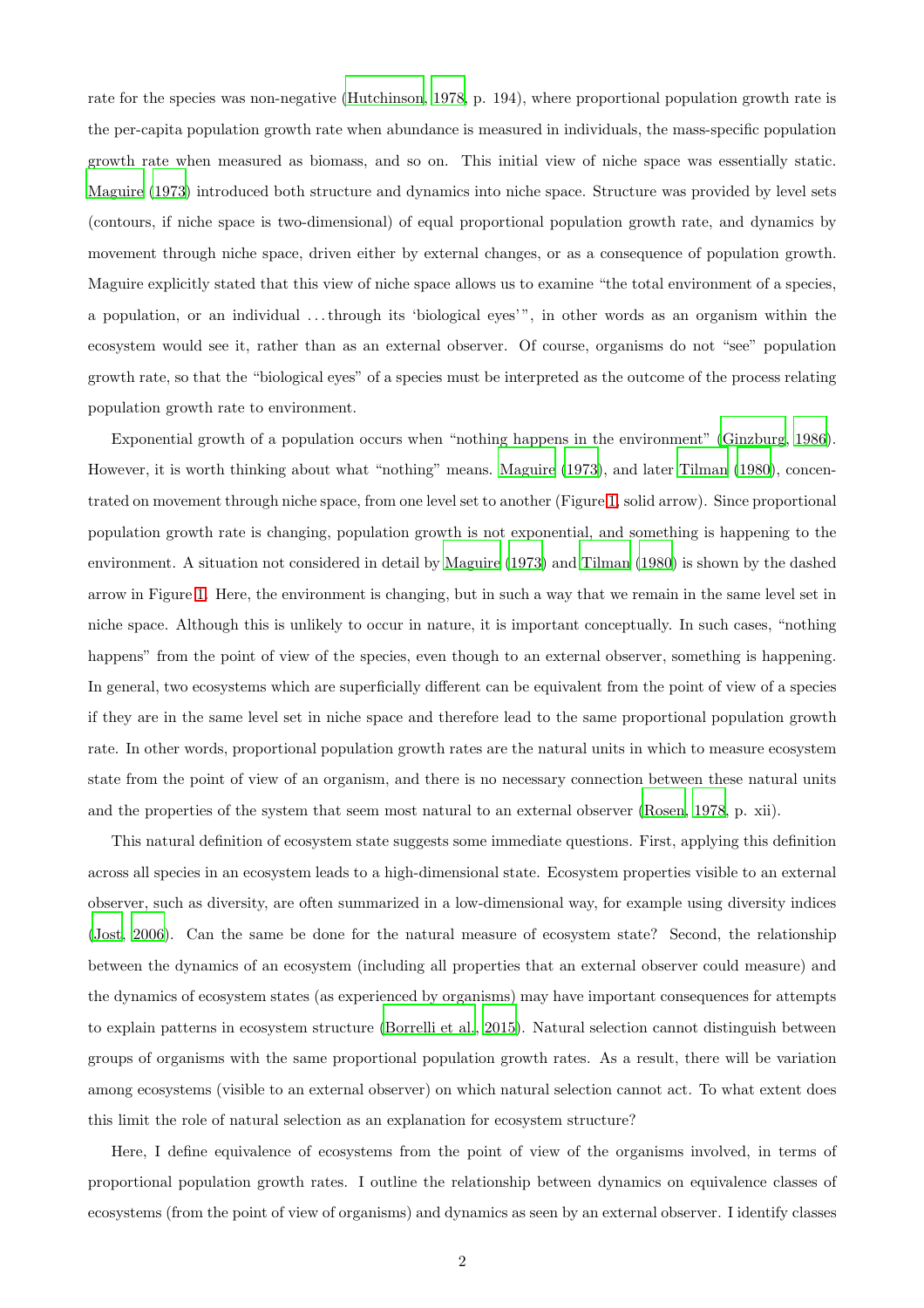rate for the species was non-negative (Hutchinson, 1978, p. 194), where proportional population growth rate is the per-capita population growth rate when abundance is measured in individuals, the mass-specific population growth rate when measured as biomass, and so on. This initial view of niche space was essentially static. Maguire (1973) introduced both structure and dynamics into niche space. Structure was provided by level sets (contours, if niche space is two-dimensional) of equal proportional population growth rate, and dynamics by movement through niche space, driven either by external changes, or as a consequence of population growth. Maguire explicitly stated that this view of niche space allows us to examine "the total environment of a species, a population, or an individual ... through its 'biological eyes'", in other words as an organism within the ecosystem would see it, rather than as an external observer. Of course, organisms do not "see" population growth rate, so that the "biological eyes" of a species must be interpreted as the outcome of the process relating population growth rate to environment.

Exponential growth of a population occurs when "nothing happens in the environment" (Ginzburg, 1986). However, it is worth thinking about what "nothing" means. Maguire (1973), and later Tilman (1980), concentrated on movement through niche space, from one level set to another (Figure 1, solid arrow). Since proportional population growth rate is changing, population growth is not exponential, and something is happening to the environment. A situation not considered in detail by Maguire (1973) and Tilman (1980) is shown by the dashed arrow in Figure 1. Here, the environment is changing, but in such a way that we remain in the same level set in niche space. Although this is unlikely to occur in nature, it is important conceptually. In such cases, "nothing happens" from the point of view of the species, even though to an external observer, something is happening. In general, two ecosystems which are superficially different can be equivalent from the point of view of a species if they are in the same level set in niche space and therefore lead to the same proportional population growth rate. In other words, proportional population growth rates are the natural units in which to measure ecosystem state from the point of view of an organism, and there is no necessary connection between these natural units and the properties of the system that seem most natural to an external observer (Rosen, 1978, p. xii).

This natural definition of ecosystem state suggests some immediate questions. First, applying this definition across all species in an ecosystem leads to a high-dimensional state. Ecosystem properties visible to an external observer, such as diversity, are often summarized in a low-dimensional way, for example using diversity indices (Jost, 2006). Can the same be done for the natural measure of ecosystem state? Second, the relationship between the dynamics of an ecosystem (including all properties that an external observer could measure) and the dynamics of ecosystem states (as experienced by organisms) may have important consequences for attempts to explain patterns in ecosystem structure (Borrelli et al., 2015). Natural selection cannot distinguish between groups of organisms with the same proportional population growth rates. As a result, there will be variation among ecosystems (visible to an external observer) on which natural selection cannot act. To what extent does this limit the role of natural selection as an explanation for ecosystem structure?

Here, I define equivalence of ecosystems from the point of view of the organisms involved, in terms of proportional population growth rates. I outline the relationship between dynamics on equivalence classes of ecosystems (from the point of view of organisms) and dynamics as seen by an external observer. I identify classes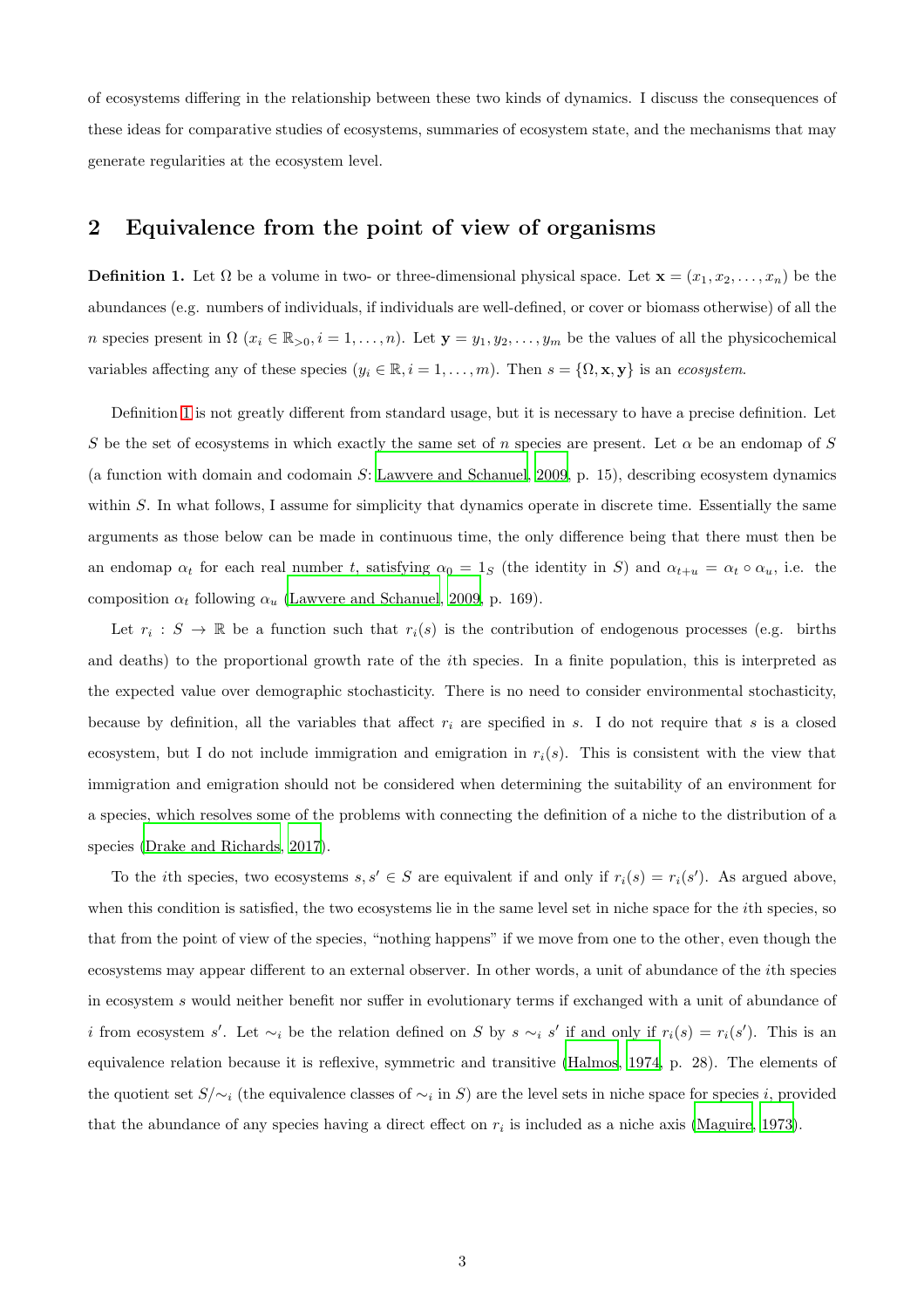of ecosystems differing in the relationship between these two kinds of dynamics. I discuss the consequences of these ideas for comparative studies of ecosystems, summaries of ecosystem state, and the mechanisms that may generate regularities at the ecosystem level.

## 2 Equivalence from the point of view of organisms

**Definition 1.** Let $\Omega$ be a volume in two- or three-dimensional physical space. Let $\mathbf{x} = (x_1, x_2, \ldots, x_n)$ be the abundances (e.g. numbers of individuals, if individuals are well-defined, or cover or biomass otherwise) of all the $n$ species present in $\Omega$ ($x_i \in \mathbb{R}_{>0}, i = 1, \ldots, n$). Let $\mathbf{y} = y_1, y_2, \ldots, y_m$ be the values of all the physicochemical variables affecting any of these species ($y_i \in \mathbb{R}, i = 1, \ldots, m$). Then $s = \{\Omega, \mathbf{x}, \mathbf{y}\}$ is an *ecosystem*.

Definition 1 is not greatly different from standard usage, but it is necessary to have a precise definition. Let $S$ be the set of ecosystems in which exactly the same set of $n$ species are present. Let $\alpha$ be an endomap of $S$ (a function with domain and codomain $S$: Lawvere and Schanuel, 2009, p. 15), describing ecosystem dynamics within $S$. In what follows, I assume for simplicity that dynamics operate in discrete time. Essentially the same arguments as those below can be made in continuous time, the only difference being that there must then be an endomap $\alpha_t$ for each real number $t$, satisfying $\alpha_0 = 1_S$ (the identity in $S$) and $\alpha_{t+u} = \alpha_t \circ \alpha_u$, i.e. the composition $\alpha_t$ following $\alpha_u$ (Lawvere and Schanuel, 2009, p. 169).

Let $r_i : S \to \mathbb{R}$ be a function such that $r_i(s)$ is the contribution of endogenous processes (e.g. births and deaths) to the proportional growth rate of the $i$th species. In a finite population, this is interpreted as the expected value over demographic stochasticity. There is no need to consider environmental stochasticity, because by definition, all the variables that affect $r_i$ are specified in $s$. I do not require that $s$ is a closed ecosystem, but I do not include immigration and emigration in $r_i(s)$. This is consistent with the view that immigration and emigration should not be considered when determining the suitability of an environment for a species, which resolves some of the problems with connecting the definition of a niche to the distribution of a species (Drake and Richards, 2017).

To the $i$th species, two ecosystems $s, s' \in S$ are equivalent if and only if $r_i(s) = r_i(s')$. As argued above, when this condition is satisfied, the two ecosystems lie in the same level set in niche space for the $i$th species, so that from the point of view of the species, "nothing happens" if we move from one to the other, even though the ecosystems may appear different to an external observer. In other words, a unit of abundance of the $i$th species in ecosystem $s$ would neither benefit nor suffer in evolutionary terms if exchanged with a unit of abundance of $i$ from ecosystem $s'$. Let $\sim_i$ be the relation defined on $S$ by $s \sim_i s'$ if and only if $r_i(s) = r_i(s')$. This is an equivalence relation because it is reflexive, symmetric and transitive (Halmos, 1974, p. 28). The elements of the quotient set $S/{\sim_i}$ (the equivalence classes of $\sim_i$ in $S$) are the level sets in niche space for species $i$, provided that the abundance of any species having a direct effect on $r_i$ is included as a niche axis (Maguire, 1973).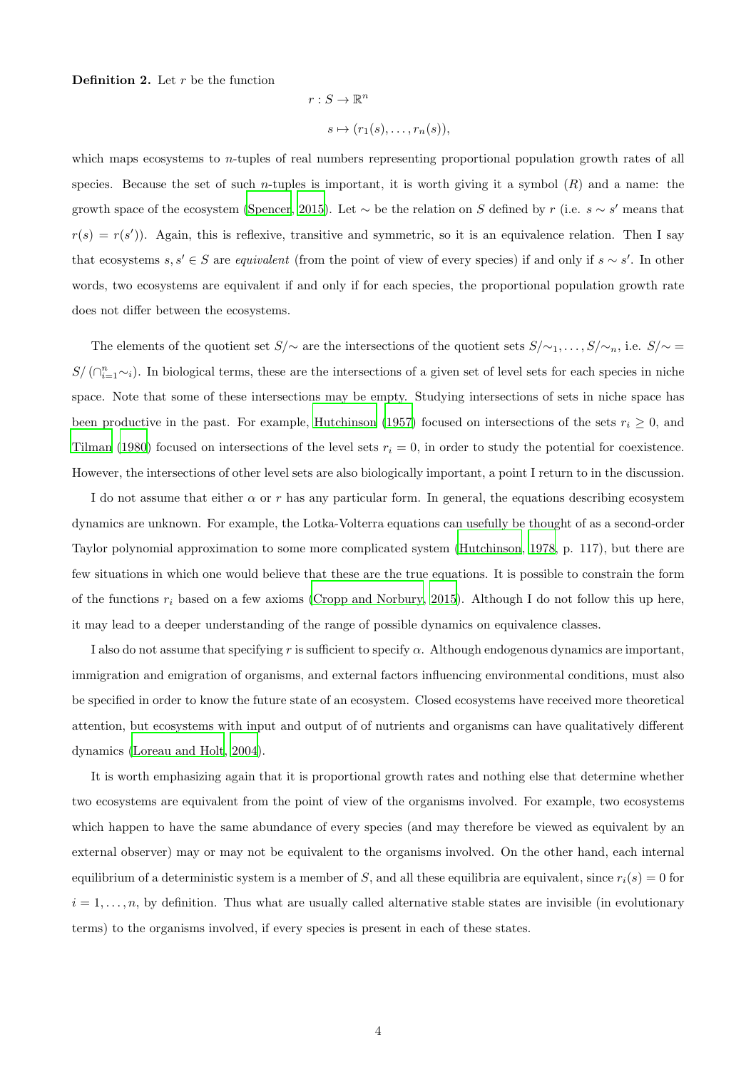**Definition 2.** Let $r$ be the function

$$r : S \to \mathbb{R}^n$$

$$s \mapsto (r_1(s), \ldots, r_n(s)),$$

which maps ecosystems to $n$-tuples of real numbers representing proportional population growth rates of all species. Because the set of such $n$-tuples is important, it is worth giving it a symbol ($R$) and a name: the growth space of the ecosystem (Spencer, 2015). Let $\sim$ be the relation on $S$ defined by $r$ (i.e. $s \sim s'$ means that $r(s) = r(s')$). Again, this is reflexive, transitive and symmetric, so it is an equivalence relation. Then I say that ecosystems $s, s' \in S$ are *equivalent* (from the point of view of every species) if and only if $s \sim s'$. In other words, two ecosystems are equivalent if and only if for each species, the proportional population growth rate does not differ between the ecosystems.

The elements of the quotient set $S/{\sim}$ are the intersections of the quotient sets $S/{\sim_1}, \ldots, S/{\sim_n}$, i.e. $S/{\sim} = S/\left(\cap_{i=1}^{n} \sim_i\right)$. In biological terms, these are the intersections of a given set of level sets for each species in niche space. Note that some of these intersections may be empty. Studying intersections of sets in niche space has been productive in the past. For example, Hutchinson (1957) focused on intersections of the sets $r_i \geq 0$, and Tilman (1980) focused on intersections of the level sets $r_i = 0$, in order to study the potential for coexistence. However, the intersections of other level sets are also biologically important, a point I return to in the discussion.

I do not assume that either $\alpha$ or $r$ has any particular form. In general, the equations describing ecosystem dynamics are unknown. For example, the Lotka-Volterra equations can usefully be thought of as a second-order Taylor polynomial approximation to some more complicated system (Hutchinson, 1978, p. 117), but there are few situations in which one would believe that these are the true equations. It is possible to constrain the form of the functions $r_i$ based on a few axioms (Cropp and Norbury, 2015). Although I do not follow this up here, it may lead to a deeper understanding of the range of possible dynamics on equivalence classes.

I also do not assume that specifying $r$ is sufficient to specify $\alpha$. Although endogenous dynamics are important, immigration and emigration of organisms, and external factors influencing environmental conditions, must also be specified in order to know the future state of an ecosystem. Closed ecosystems have received more theoretical attention, but ecosystems with input and output of of nutrients and organisms can have qualitatively different dynamics (Loreau and Holt, 2004).

It is worth emphasizing again that it is proportional growth rates and nothing else that determine whether two ecosystems are equivalent from the point of view of the organisms involved. For example, two ecosystems which happen to have the same abundance of every species (and may therefore be viewed as equivalent by an external observer) may or may not be equivalent to the organisms involved. On the other hand, each internal equilibrium of a deterministic system is a member of $S$, and all these equilibria are equivalent, since $r_i(s) = 0$ for $i = 1, \ldots, n$, by definition. Thus what are usually called alternative stable states are invisible (in evolutionary terms) to the organisms involved, if every species is present in each of these states.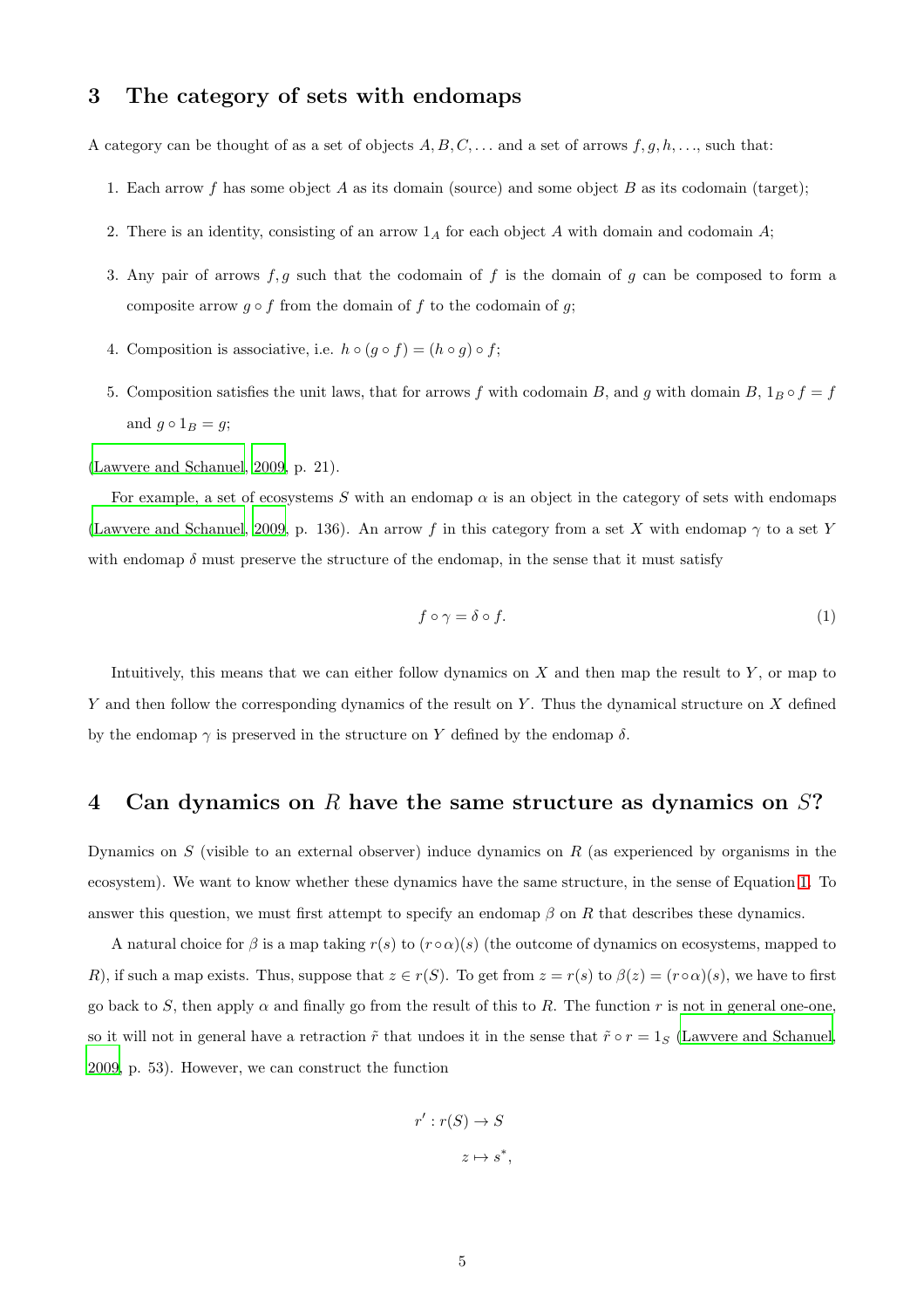## 3 The category of sets with endomaps

A category can be thought of as a set of objects $A, B, C, \ldots$ and a set of arrows $f, g, h, \ldots$, such that:

1. Each arrow $f$ has some object $A$ as its domain (source) and some object $B$ as its codomain (target);
2. There is an identity, consisting of an arrow $1_A$ for each object $A$ with domain and codomain $A$;
3. Any pair of arrows $f, g$ such that the codomain of $f$ is the domain of $g$ can be composed to form a composite arrow $g \circ f$ from the domain of $f$ to the codomain of $g$;
4. Composition is associative, i.e. $h \circ (g \circ f) = (h \circ g) \circ f$;
5. Composition satisfies the unit laws, that for arrows $f$ with codomain $B$, and $g$ with domain $B$, $1_B \circ f = f$ and $g \circ 1_B = g$;

(Lawvere and Schanuel, 2009, p. 21).

For example, a set of ecosystems $S$ with an endomap $\alpha$ is an object in the category of sets with endomaps (Lawvere and Schanuel, 2009, p. 136). An arrow $f$ in this category from a set $X$ with endomap $\gamma$ to a set $Y$ with endomap $\delta$ must preserve the structure of the endomap, in the sense that it must satisfy

$$f \circ \gamma = \delta \circ f. \tag{1}$$

Intuitively, this means that we can either follow dynamics on $X$ and then map the result to $Y$, or map to $Y$ and then follow the corresponding dynamics of the result on $Y$. Thus the dynamical structure on $X$ defined by the endomap $\gamma$ is preserved in the structure on $Y$ defined by the endomap $\delta$.

## 4 Can dynamics on $R$ have the same structure as dynamics on $S$?

Dynamics on $S$ (visible to an external observer) induce dynamics on $R$ (as experienced by organisms in the ecosystem). We want to know whether these dynamics have the same structure, in the sense of Equation 1. To answer this question, we must first attempt to specify an endomap $\beta$ on $R$ that describes these dynamics.

A natural choice for $\beta$ is a map taking $r(s)$ to $(r \circ \alpha)(s)$ (the outcome of dynamics on ecosystems, mapped to $R$), if such a map exists. Thus, suppose that $z \in r(S)$. To get from $z = r(s)$ to $\beta(z) = (r \circ \alpha)(s)$, we have to first go back to $S$, then apply $\alpha$ and finally go from the result of this to $R$. The function $r$ is not in general one-one, so it will not in general have a retraction $\tilde{r}$ that undoes it in the sense that $\tilde{r} \circ r = 1_S$ (Lawvere and Schanuel, 2009, p. 53). However, we can construct the function

$$\begin{aligned} r' : r(S) &\to S \\ z &\mapsto s^*, \end{aligned}$$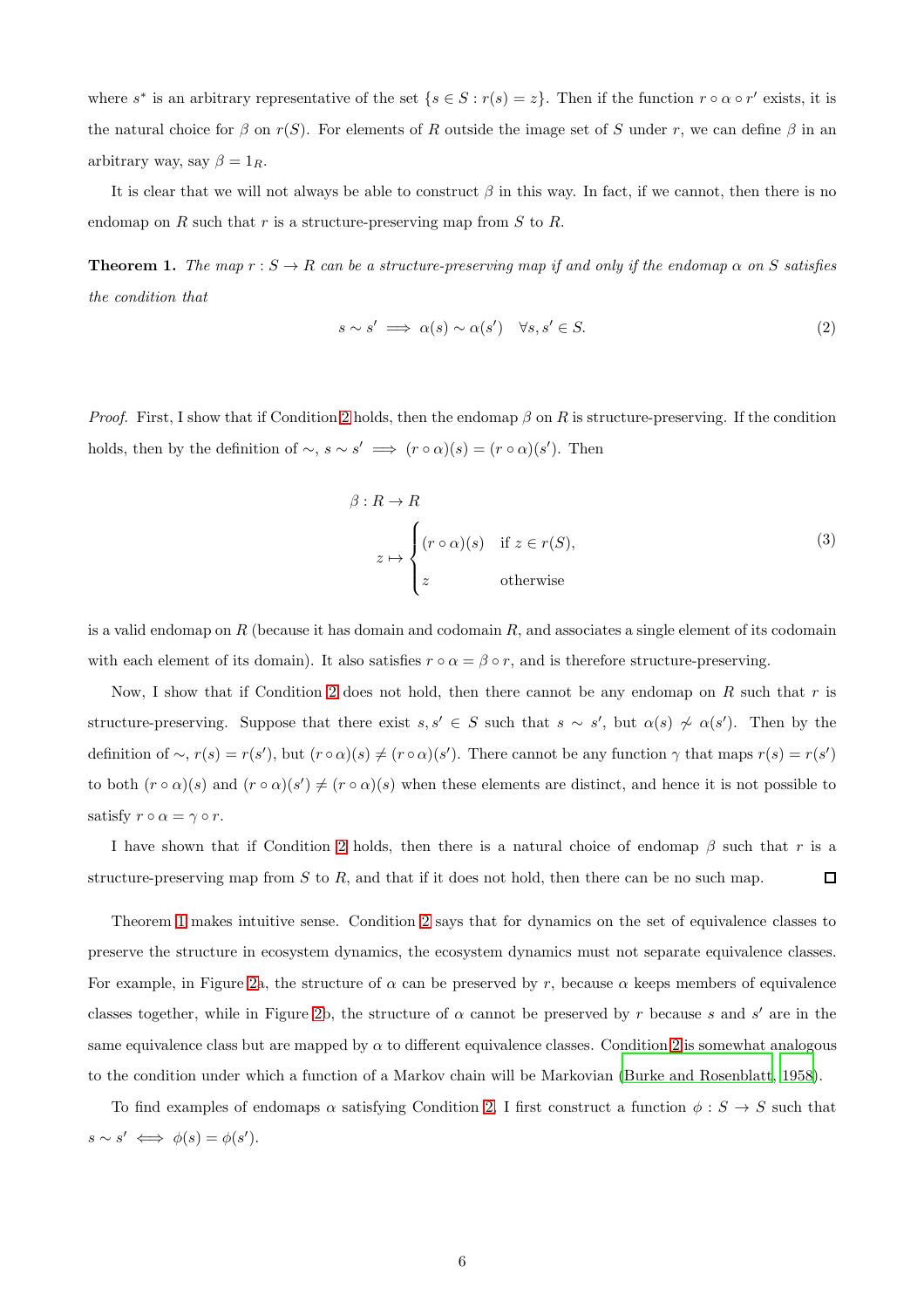where $s^*$ is an arbitrary representative of the set $\{s \in S : r(s) = z\}$. Then if the function $r \circ \alpha \circ r'$ exists, it is the natural choice for $\beta$ on $r(S)$. For elements of $R$ outside the image set of $S$ under $r$, we can define $\beta$ in an arbitrary way, say $\beta = 1_R$.

It is clear that we will not always be able to construct $\beta$ in this way. In fact, if we cannot, then there is no endomap on $R$ such that $r$ is a structure-preserving map from $S$ to $R$.

**Theorem 1.** *The map $r : S \to R$ can be a structure-preserving map if and only if the endomap $\alpha$ on $S$ satisfies the condition that*

$$s \sim s' \implies \alpha(s) \sim \alpha(s') \quad \forall s, s' \in S. \tag{2}$$

*Proof.* First, I show that if Condition 2 holds, then the endomap $\beta$ on $R$ is structure-preserving. If the condition holds, then by the definition of $\sim$, $s \sim s' \implies (r \circ \alpha)(s) = (r \circ \alpha)(s')$. Then

$$\begin{aligned} \beta &: R \to R \\ z &\mapsto \begin{cases} (r \circ \alpha)(s) & \text{if } z \in r(S), \\ z & \text{otherwise} \end{cases} \end{aligned} \tag{3}$$

is a valid endomap on $R$ (because it has domain and codomain $R$, and associates a single element of its codomain with each element of its domain). It also satisfies $r \circ \alpha = \beta \circ r$, and is therefore structure-preserving.

Now, I show that if Condition 2 does not hold, then there cannot be any endomap on $R$ such that $r$ is structure-preserving. Suppose that there exist $s, s' \in S$ such that $s \sim s'$, but $\alpha(s) \not\sim \alpha(s')$. Then by the definition of $\sim$, $r(s) = r(s')$, but $(r \circ \alpha)(s) \neq (r \circ \alpha)(s')$. There cannot be any function $\gamma$ that maps $r(s) = r(s')$ to both $(r \circ \alpha)(s)$ and $(r \circ \alpha)(s') \neq (r \circ \alpha)(s)$ when these elements are distinct, and hence it is not possible to satisfy $r \circ \alpha = \gamma \circ r$.

I have shown that if Condition 2 holds, then there is a natural choice of endomap $\beta$ such that $r$ is a structure-preserving map from $S$ to $R$, and that if it does not hold, then there can be no such map. $\square$

Theorem 1 makes intuitive sense. Condition 2 says that for dynamics on the set of equivalence classes to preserve the structure in ecosystem dynamics, the ecosystem dynamics must not separate equivalence classes. For example, in Figure 2a, the structure of $\alpha$ can be preserved by $r$, because $\alpha$ keeps members of equivalence classes together, while in Figure 2b, the structure of $\alpha$ cannot be preserved by $r$ because $s$ and $s'$ are in the same equivalence class but are mapped by $\alpha$ to different equivalence classes. Condition 2 is somewhat analogous to the condition under which a function of a Markov chain will be Markovian (Burke and Rosenblatt, 1958).

To find examples of endomaps $\alpha$ satisfying Condition 2, I first construct a function $\phi : S \to S$ such that $s \sim s' \iff \phi(s) = \phi(s')$.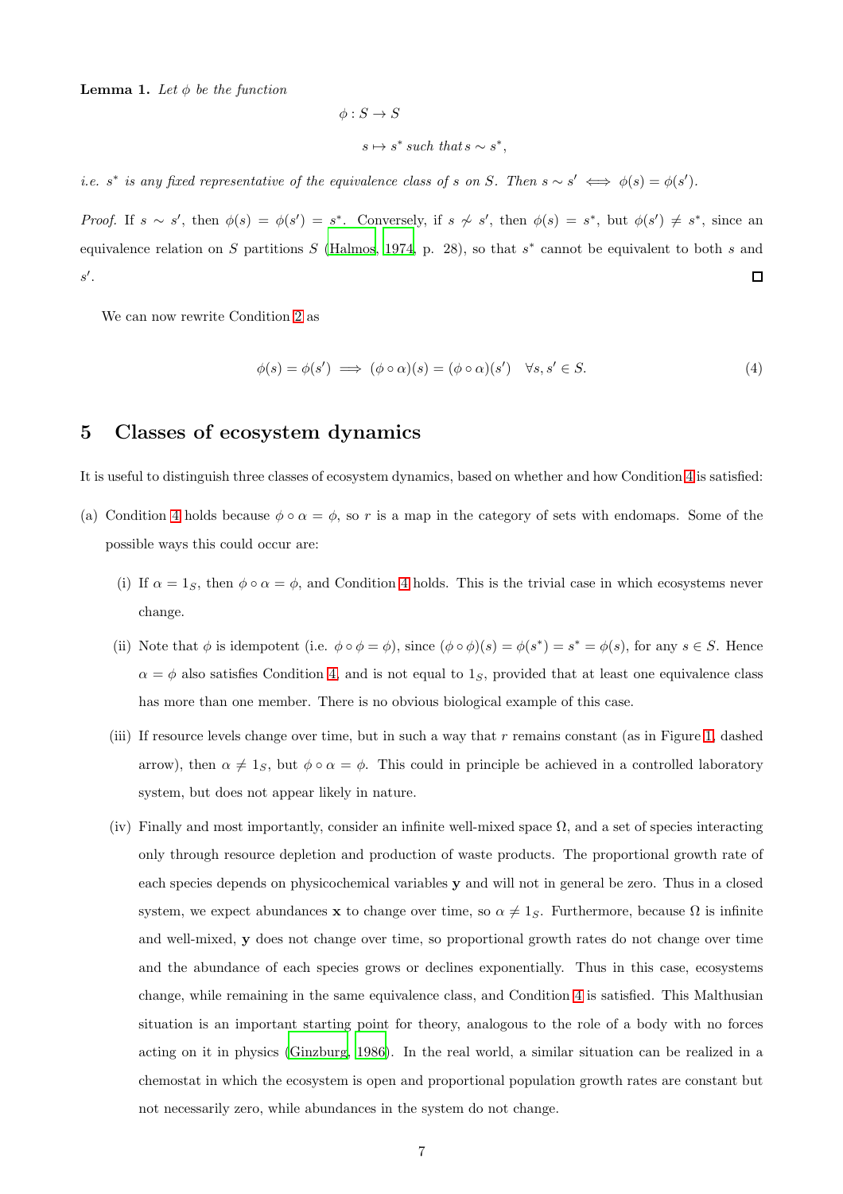**Lemma 1.** *Let $\phi$ be the function*

$$\phi : S \to S$$

$$s \mapsto s^* \text{ such that } s \sim s^*,$$

*i.e. $s^*$ is any fixed representative of the equivalence class of $s$ on $S$. Then $s \sim s' \iff \phi(s) = \phi(s')$.*

*Proof.* If $s \sim s'$, then $\phi(s) = \phi(s') = s^*$. Conversely, if $s \not\sim s'$, then $\phi(s) = s^*$, but $\phi(s') \neq s^*$, since an equivalence relation on $S$ partitions $S$ (Halmos, 1974, p. 28), so that $s^*$ cannot be equivalent to both $s$ and $s'$. □

We can now rewrite Condition 2 as

$$\phi(s) = \phi(s') \implies (\phi \circ \alpha)(s) = (\phi \circ \alpha)(s') \quad \forall s, s' \in S. \tag{4}$$

## 5 Classes of ecosystem dynamics

It is useful to distinguish three classes of ecosystem dynamics, based on whether and how Condition 4 is satisfied:

(a) Condition 4 holds because $\phi \circ \alpha = \phi$, so $r$ is a map in the category of sets with endomaps. Some of the possible ways this could occur are:

   (i) If $\alpha = 1_S$, then $\phi \circ \alpha = \phi$, and Condition 4 holds. This is the trivial case in which ecosystems never change.

   (ii) Note that $\phi$ is idempotent (i.e. $\phi \circ \phi = \phi$), since $(\phi \circ \phi)(s) = \phi(s^*) = s^* = \phi(s)$, for any $s \in S$. Hence $\alpha = \phi$ also satisfies Condition 4, and is not equal to $1_S$, provided that at least one equivalence class has more than one member. There is no obvious biological example of this case.

   (iii) If resource levels change over time, but in such a way that $r$ remains constant (as in Figure 1, dashed arrow), then $\alpha \neq 1_S$, but $\phi \circ \alpha = \phi$. This could in principle be achieved in a controlled laboratory system, but does not appear likely in nature.

   (iv) Finally and most importantly, consider an infinite well-mixed space $\Omega$, and a set of species interacting only through resource depletion and production of waste products. The proportional growth rate of each species depends on physicochemical variables $\mathbf{y}$ and will not in general be zero. Thus in a closed system, we expect abundances $\mathbf{x}$ to change over time, so $\alpha \neq 1_S$. Furthermore, because $\Omega$ is infinite and well-mixed, $\mathbf{y}$ does not change over time, so proportional growth rates do not change over time and the abundance of each species grows or declines exponentially. Thus in this case, ecosystems change, while remaining in the same equivalence class, and Condition 4 is satisfied. This Malthusian situation is an important starting point for theory, analogous to the role of a body with no forces acting on it in physics (Ginzburg, 1986). In the real world, a similar situation can be realized in a chemostat in which the ecosystem is open and proportional population growth rates are constant but not necessarily zero, while abundances in the system do not change.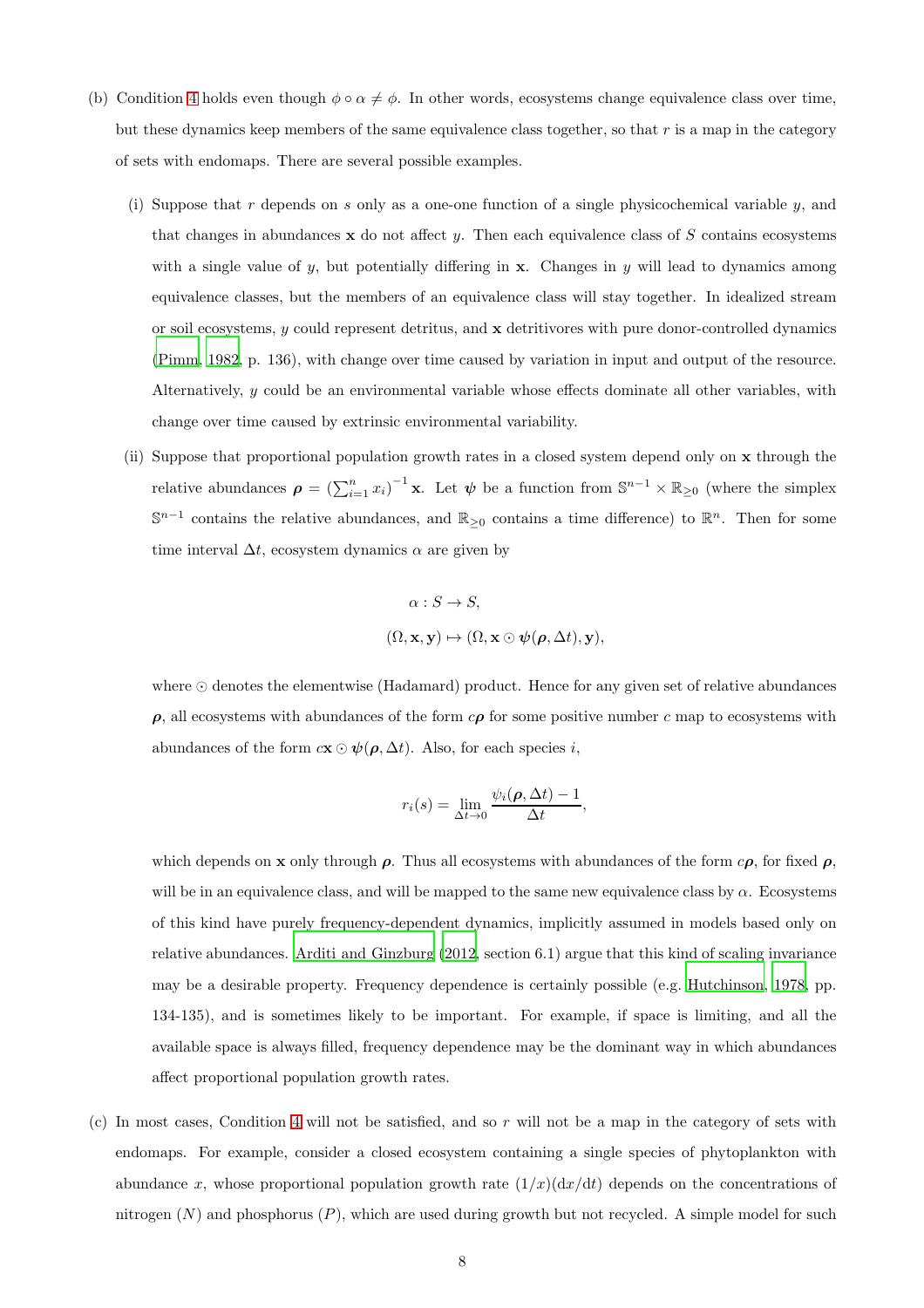(b) Condition 4 holds even though $\phi \circ \alpha \neq \phi$. In other words, ecosystems change equivalence class over time, but these dynamics keep members of the same equivalence class together, so that $r$ is a map in the category of sets with endomaps. There are several possible examples.

   (i) Suppose that $r$ depends on $s$ only as a one-one function of a single physicochemical variable $y$, and that changes in abundances $\mathbf{x}$ do not affect $y$. Then each equivalence class of $S$ contains ecosystems with a single value of $y$, but potentially differing in $\mathbf{x}$. Changes in $y$ will lead to dynamics among equivalence classes, but the members of an equivalence class will stay together. In idealized stream or soil ecosystems, $y$ could represent detritus, and $\mathbf{x}$ detritivores with pure donor-controlled dynamics (Pimm, 1982, p. 136), with change over time caused by variation in input and output of the resource. Alternatively, $y$ could be an environmental variable whose effects dominate all other variables, with change over time caused by extrinsic environmental variability.

   (ii) Suppose that proportional population growth rates in a closed system depend only on $\mathbf{x}$ through the relative abundances $\boldsymbol{\rho} = \left(\sum_{i=1}^{n} x_i\right)^{-1} \mathbf{x}$. Let $\boldsymbol{\psi}$ be a function from $\mathbb{S}^{n-1} \times \mathbb{R}_{\geq 0}$ (where the simplex $\mathbb{S}^{n-1}$ contains the relative abundances, and $\mathbb{R}_{\geq 0}$ contains a time difference) to $\mathbb{R}^n$. Then for some time interval $\Delta t$, ecosystem dynamics $\alpha$ are given by

$$\alpha : S \to S,$$
$$(\Omega, \mathbf{x}, \mathbf{y}) \mapsto (\Omega, \mathbf{x} \odot \boldsymbol{\psi}(\boldsymbol{\rho}, \Delta t), \mathbf{y}),$$

   where $\odot$ denotes the elementwise (Hadamard) product. Hence for any given set of relative abundances $\boldsymbol{\rho}$, all ecosystems with abundances of the form $c\boldsymbol{\rho}$ for some positive number $c$ map to ecosystems with abundances of the form $c\mathbf{x} \odot \boldsymbol{\psi}(\boldsymbol{\rho}, \Delta t)$. Also, for each species $i$,

$$r_i(s) = \lim_{\Delta t \to 0} \frac{\psi_i(\boldsymbol{\rho}, \Delta t) - 1}{\Delta t},$$

   which depends on $\mathbf{x}$ only through $\boldsymbol{\rho}$. Thus all ecosystems with abundances of the form $c\boldsymbol{\rho}$, for fixed $\boldsymbol{\rho}$, will be in an equivalence class, and will be mapped to the same new equivalence class by $\alpha$. Ecosystems of this kind have purely frequency-dependent dynamics, implicitly assumed in models based only on relative abundances. Arditi and Ginzburg (2012, section 6.1) argue that this kind of scaling invariance may be a desirable property. Frequency dependence is certainly possible (e.g. Hutchinson, 1978, pp. 134-135), and is sometimes likely to be important. For example, if space is limiting, and all the available space is always filled, frequency dependence may be the dominant way in which abundances affect proportional population growth rates.

(c) In most cases, Condition 4 will not be satisfied, and so $r$ will not be a map in the category of sets with endomaps. For example, consider a closed ecosystem containing a single species of phytoplankton with abundance $x$, whose proportional population growth rate $(1/x)(\mathrm{d}x/\mathrm{d}t)$ depends on the concentrations of nitrogen ($N$) and phosphorus ($P$), which are used during growth but not recycled. A simple model for such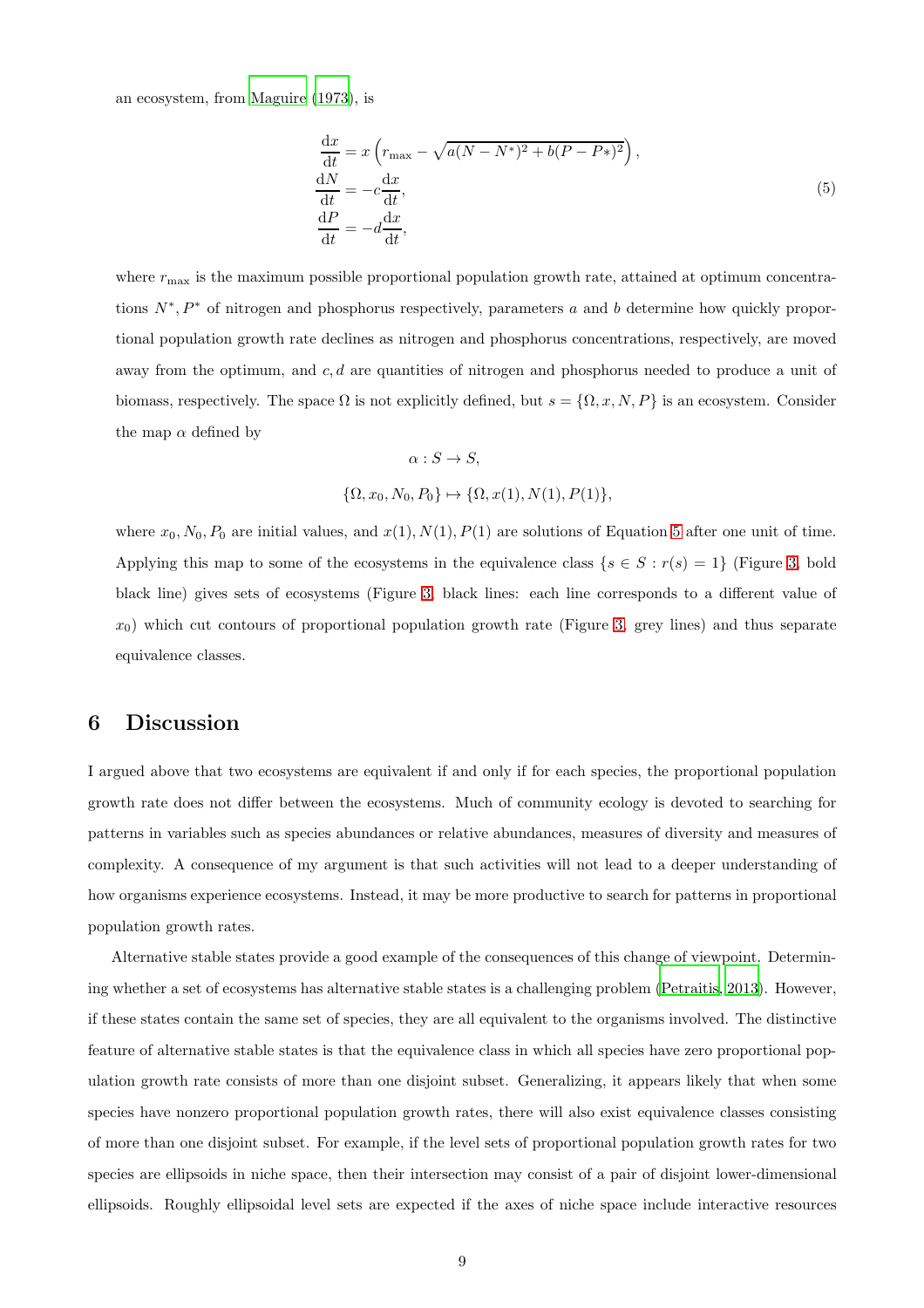an ecosystem, from Maguire (1973), is

$$
\begin{aligned}
\frac{\mathrm{d}x}{\mathrm{d}t} &= x\left(r_{\max} - \sqrt{a(N-N^*)^2 + b(P-P*)^2}\right),\\
\frac{\mathrm{d}N}{\mathrm{d}t} &= -c\frac{\mathrm{d}x}{\mathrm{d}t},\\
\frac{\mathrm{d}P}{\mathrm{d}t} &= -d\frac{\mathrm{d}x}{\mathrm{d}t},
\end{aligned}
\tag{5}
$$

where $r_{\max}$ is the maximum possible proportional population growth rate, attained at optimum concentrations $N^*, P^*$ of nitrogen and phosphorus respectively, parameters $a$ and $b$ determine how quickly proportional population growth rate declines as nitrogen and phosphorus concentrations, respectively, are moved away from the optimum, and $c, d$ are quantities of nitrogen and phosphorus needed to produce a unit of biomass, respectively. The space $\Omega$ is not explicitly defined, but $s = \{\Omega, x, N, P\}$ is an ecosystem. Consider the map $\alpha$ defined by

$$\alpha : S \to S,$$

$$\{\Omega, x_0, N_0, P_0\} \mapsto \{\Omega, x(1), N(1), P(1)\},$$

where $x_0, N_0, P_0$ are initial values, and $x(1), N(1), P(1)$ are solutions of Equation 5 after one unit of time. Applying this map to some of the ecosystems in the equivalence class $\{s \in S : r(s) = 1\}$ (Figure 3, bold black line) gives sets of ecosystems (Figure 3, black lines: each line corresponds to a different value of $x_0$) which cut contours of proportional population growth rate (Figure 3, grey lines) and thus separate equivalence classes.

## 6 Discussion

I argued above that two ecosystems are equivalent if and only if for each species, the proportional population growth rate does not differ between the ecosystems. Much of community ecology is devoted to searching for patterns in variables such as species abundances or relative abundances, measures of diversity and measures of complexity. A consequence of my argument is that such activities will not lead to a deeper understanding of how organisms experience ecosystems. Instead, it may be more productive to search for patterns in proportional population growth rates.

Alternative stable states provide a good example of the consequences of this change of viewpoint. Determining whether a set of ecosystems has alternative stable states is a challenging problem (Petraitis, 2013). However, if these states contain the same set of species, they are all equivalent to the organisms involved. The distinctive feature of alternative stable states is that the equivalence class in which all species have zero proportional population growth rate consists of more than one disjoint subset. Generalizing, it appears likely that when some species have nonzero proportional population growth rates, there will also exist equivalence classes consisting of more than one disjoint subset. For example, if the level sets of proportional population growth rates for two species are ellipsoids in niche space, then their intersection may consist of a pair of disjoint lower-dimensional ellipsoids. Roughly ellipsoidal level sets are expected if the axes of niche space include interactive resources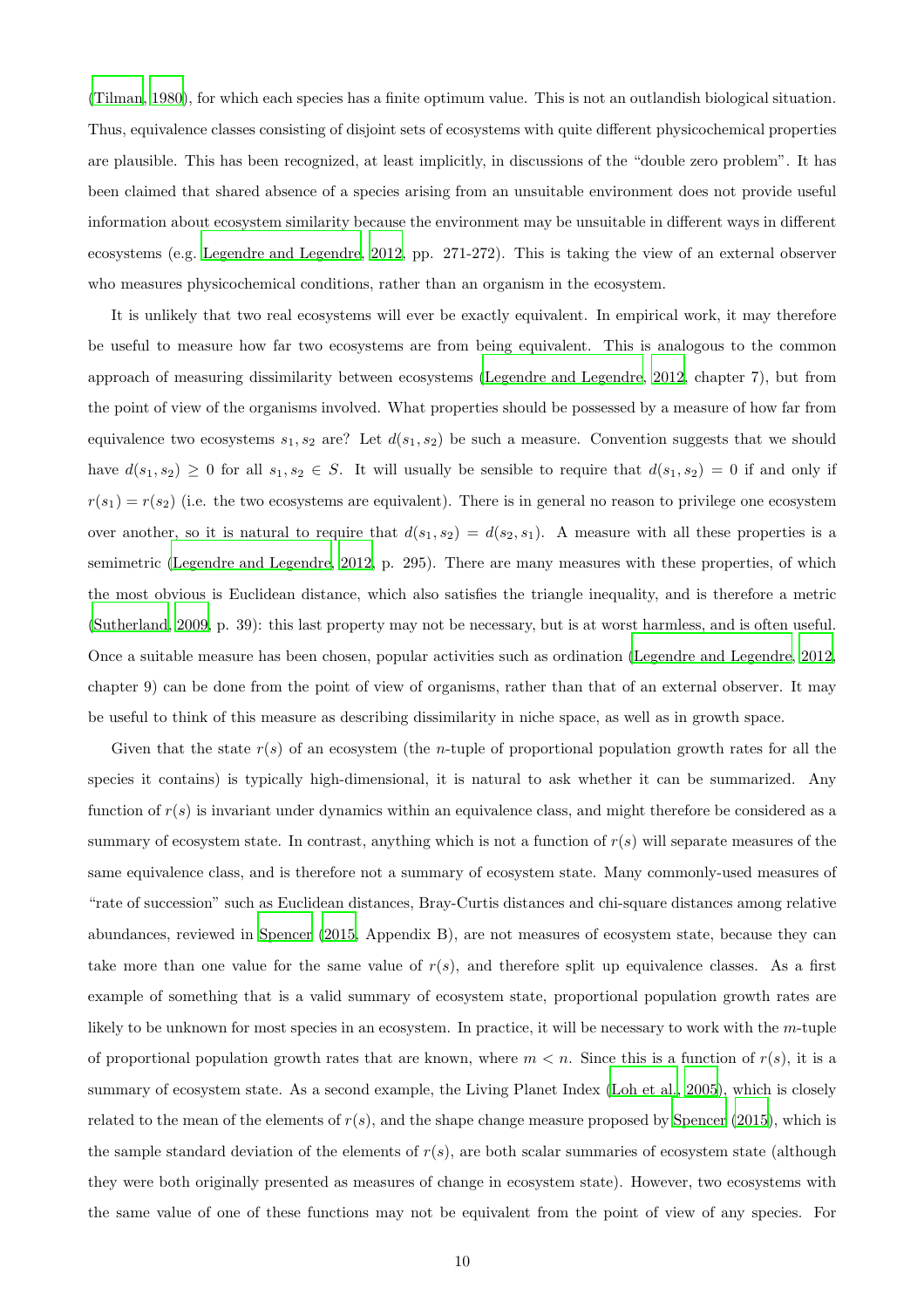(Tilman, 1980), for which each species has a finite optimum value. This is not an outlandish biological situation. Thus, equivalence classes consisting of disjoint sets of ecosystems with quite different physicochemical properties are plausible. This has been recognized, at least implicitly, in discussions of the “double zero problem”. It has been claimed that shared absence of a species arising from an unsuitable environment does not provide useful information about ecosystem similarity because the environment may be unsuitable in different ways in different ecosystems (e.g. Legendre and Legendre, 2012, pp. 271-272). This is taking the view of an external observer who measures physicochemical conditions, rather than an organism in the ecosystem.

It is unlikely that two real ecosystems will ever be exactly equivalent. In empirical work, it may therefore be useful to measure how far two ecosystems are from being equivalent. This is analogous to the common approach of measuring dissimilarity between ecosystems (Legendre and Legendre, 2012, chapter 7), but from the point of view of the organisms involved. What properties should be possessed by a measure of how far from equivalence two ecosystems $s_1, s_2$ are? Let $d(s_1, s_2)$ be such a measure. Convention suggests that we should have $d(s_1, s_2) \geq 0$ for all $s_1, s_2 \in S$. It will usually be sensible to require that $d(s_1, s_2) = 0$ if and only if $r(s_1) = r(s_2)$ (i.e. the two ecosystems are equivalent). There is in general no reason to privilege one ecosystem over another, so it is natural to require that $d(s_1, s_2) = d(s_2, s_1)$. A measure with all these properties is a semimetric (Legendre and Legendre, 2012, p. 295). There are many measures with these properties, of which the most obvious is Euclidean distance, which also satisfies the triangle inequality, and is therefore a metric (Sutherland, 2009, p. 39): this last property may not be necessary, but is at worst harmless, and is often useful. Once a suitable measure has been chosen, popular activities such as ordination (Legendre and Legendre, 2012, chapter 9) can be done from the point of view of organisms, rather than that of an external observer. It may be useful to think of this measure as describing dissimilarity in niche space, as well as in growth space.

Given that the state $r(s)$ of an ecosystem (the $n$-tuple of proportional population growth rates for all the species it contains) is typically high-dimensional, it is natural to ask whether it can be summarized. Any function of $r(s)$ is invariant under dynamics within an equivalence class, and might therefore be considered as a summary of ecosystem state. In contrast, anything which is not a function of $r(s)$ will separate measures of the same equivalence class, and is therefore not a summary of ecosystem state. Many commonly-used measures of “rate of succession” such as Euclidean distances, Bray-Curtis distances and chi-square distances among relative abundances, reviewed in Spencer (2015, Appendix B), are not measures of ecosystem state, because they can take more than one value for the same value of $r(s)$, and therefore split up equivalence classes. As a first example of something that is a valid summary of ecosystem state, proportional population growth rates are likely to be unknown for most species in an ecosystem. In practice, it will be necessary to work with the $m$-tuple of proportional population growth rates that are known, where $m < n$. Since this is a function of $r(s)$, it is a summary of ecosystem state. As a second example, the Living Planet Index (Loh et al., 2005), which is closely related to the mean of the elements of $r(s)$, and the shape change measure proposed by Spencer (2015), which is the sample standard deviation of the elements of $r(s)$, are both scalar summaries of ecosystem state (although they were both originally presented as measures of change in ecosystem state). However, two ecosystems with the same value of one of these functions may not be equivalent from the point of view of any species. For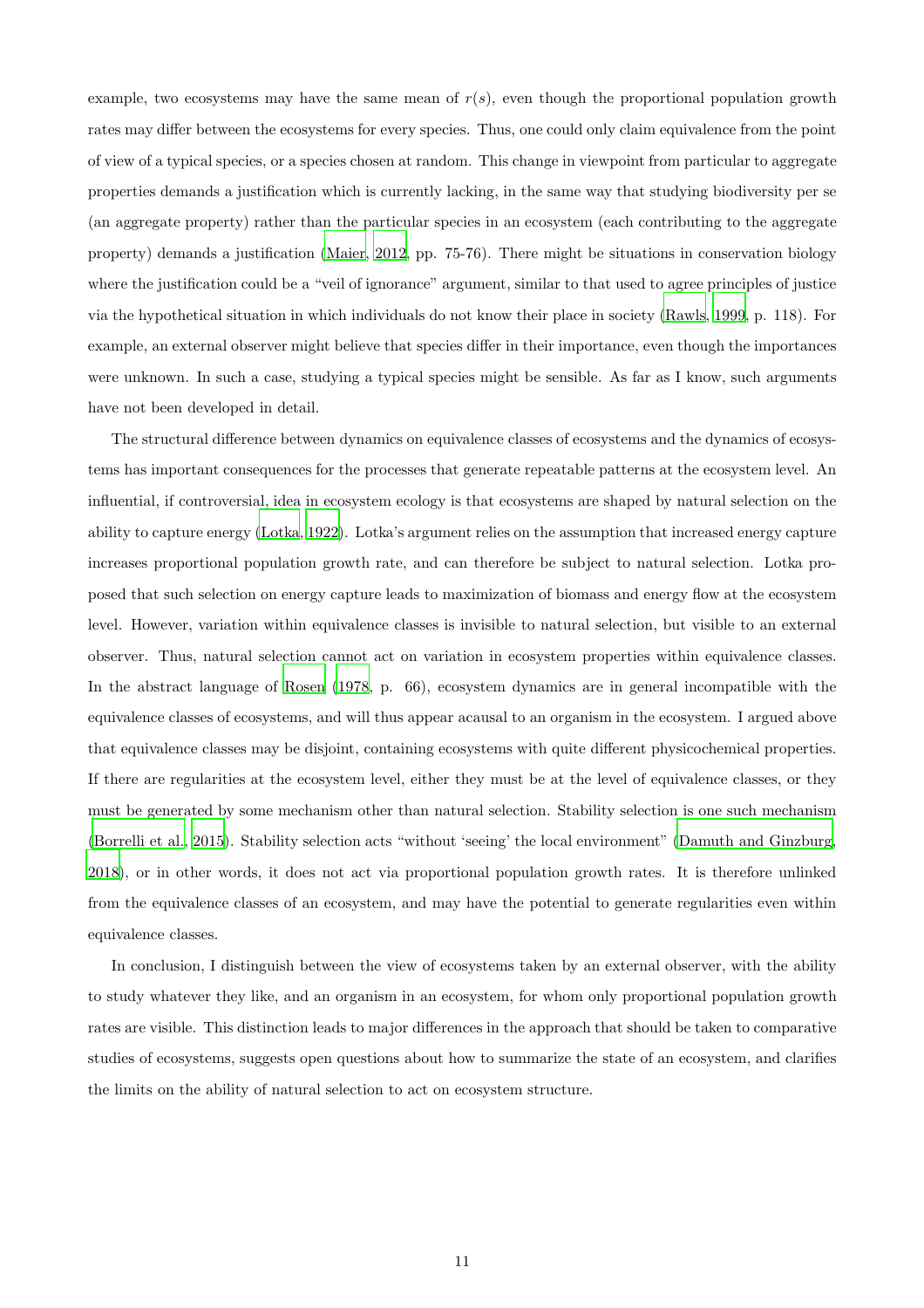example, two ecosystems may have the same mean of $r(s)$, even though the proportional population growth rates may differ between the ecosystems for every species. Thus, one could only claim equivalence from the point of view of a typical species, or a species chosen at random. This change in viewpoint from particular to aggregate properties demands a justification which is currently lacking, in the same way that studying biodiversity per se (an aggregate property) rather than the particular species in an ecosystem (each contributing to the aggregate property) demands a justification (Maier, 2012, pp. 75-76). There might be situations in conservation biology where the justification could be a "veil of ignorance" argument, similar to that used to agree principles of justice via the hypothetical situation in which individuals do not know their place in society (Rawls, 1999, p. 118). For example, an external observer might believe that species differ in their importance, even though the importances were unknown. In such a case, studying a typical species might be sensible. As far as I know, such arguments have not been developed in detail.

The structural difference between dynamics on equivalence classes of ecosystems and the dynamics of ecosystems has important consequences for the processes that generate repeatable patterns at the ecosystem level. An influential, if controversial, idea in ecosystem ecology is that ecosystems are shaped by natural selection on the ability to capture energy (Lotka, 1922). Lotka's argument relies on the assumption that increased energy capture increases proportional population growth rate, and can therefore be subject to natural selection. Lotka proposed that such selection on energy capture leads to maximization of biomass and energy flow at the ecosystem level. However, variation within equivalence classes is invisible to natural selection, but visible to an external observer. Thus, natural selection cannot act on variation in ecosystem properties within equivalence classes. In the abstract language of Rosen (1978, p. 66), ecosystem dynamics are in general incompatible with the equivalence classes of ecosystems, and will thus appear acausal to an organism in the ecosystem. I argued above that equivalence classes may be disjoint, containing ecosystems with quite different physicochemical properties. If there are regularities at the ecosystem level, either they must be at the level of equivalence classes, or they must be generated by some mechanism other than natural selection. Stability selection is one such mechanism (Borrelli et al., 2015). Stability selection acts "without 'seeing' the local environment" (Damuth and Ginzburg, 2018), or in other words, it does not act via proportional population growth rates. It is therefore unlinked from the equivalence classes of an ecosystem, and may have the potential to generate regularities even within equivalence classes.

In conclusion, I distinguish between the view of ecosystems taken by an external observer, with the ability to study whatever they like, and an organism in an ecosystem, for whom only proportional population growth rates are visible. This distinction leads to major differences in the approach that should be taken to comparative studies of ecosystems, suggests open questions about how to summarize the state of an ecosystem, and clarifies the limits on the ability of natural selection to act on ecosystem structure.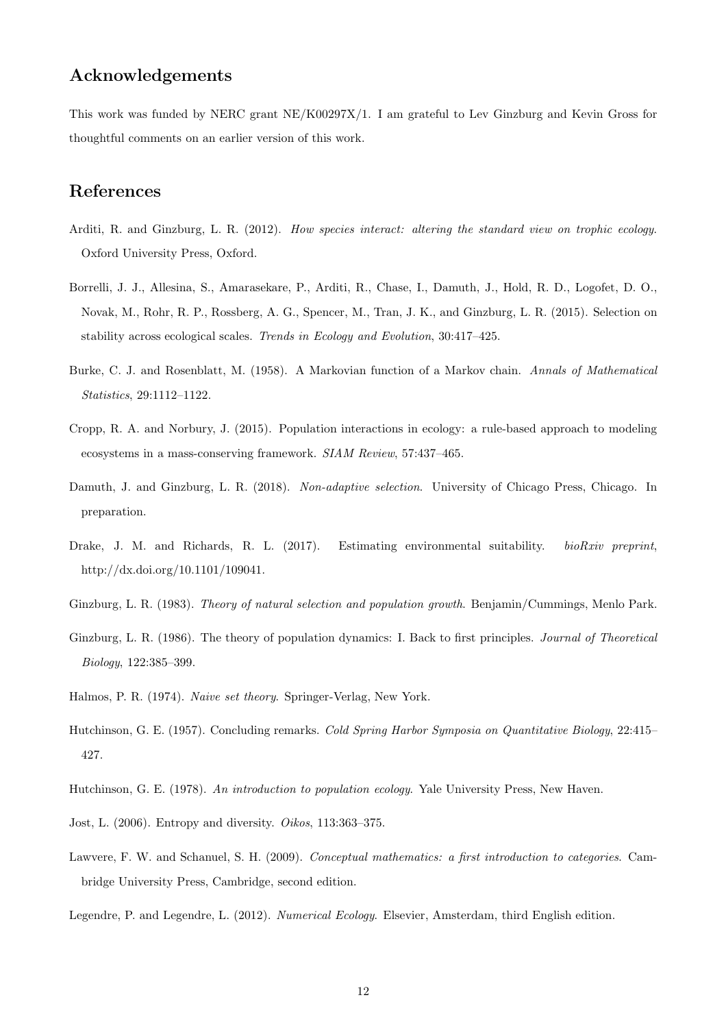## Acknowledgements

This work was funded by NERC grant NE/K00297X/1. I am grateful to Lev Ginzburg and Kevin Gross for thoughtful comments on an earlier version of this work.

## References

Arditi, R. and Ginzburg, L. R. (2012). *How species interact: altering the standard view on trophic ecology.* Oxford University Press, Oxford.

Borrelli, J. J., Allesina, S., Amarasekare, P., Arditi, R., Chase, I., Damuth, J., Hold, R. D., Logofet, D. O., Novak, M., Rohr, R. P., Rossberg, A. G., Spencer, M., Tran, J. K., and Ginzburg, L. R. (2015). Selection on stability across ecological scales. *Trends in Ecology and Evolution*, 30:417–425.

Burke, C. J. and Rosenblatt, M. (1958). A Markovian function of a Markov chain. *Annals of Mathematical Statistics*, 29:1112–1122.

Cropp, R. A. and Norbury, J. (2015). Population interactions in ecology: a rule-based approach to modeling ecosystems in a mass-conserving framework. *SIAM Review*, 57:437–465.

Damuth, J. and Ginzburg, L. R. (2018). *Non-adaptive selection*. University of Chicago Press, Chicago. In preparation.

Drake, J. M. and Richards, R. L. (2017). Estimating environmental suitability. *bioRxiv preprint*, http://dx.doi.org/10.1101/109041.

Ginzburg, L. R. (1983). *Theory of natural selection and population growth*. Benjamin/Cummings, Menlo Park.

Ginzburg, L. R. (1986). The theory of population dynamics: I. Back to first principles. *Journal of Theoretical Biology*, 122:385–399.

Halmos, P. R. (1974). *Naive set theory*. Springer-Verlag, New York.

Hutchinson, G. E. (1957). Concluding remarks. *Cold Spring Harbor Symposia on Quantitative Biology*, 22:415–427.

Hutchinson, G. E. (1978). *An introduction to population ecology*. Yale University Press, New Haven.

Jost, L. (2006). Entropy and diversity. *Oikos*, 113:363–375.

Lawvere, F. W. and Schanuel, S. H. (2009). *Conceptual mathematics: a first introduction to categories*. Cambridge University Press, Cambridge, second edition.

Legendre, P. and Legendre, L. (2012). *Numerical Ecology*. Elsevier, Amsterdam, third English edition.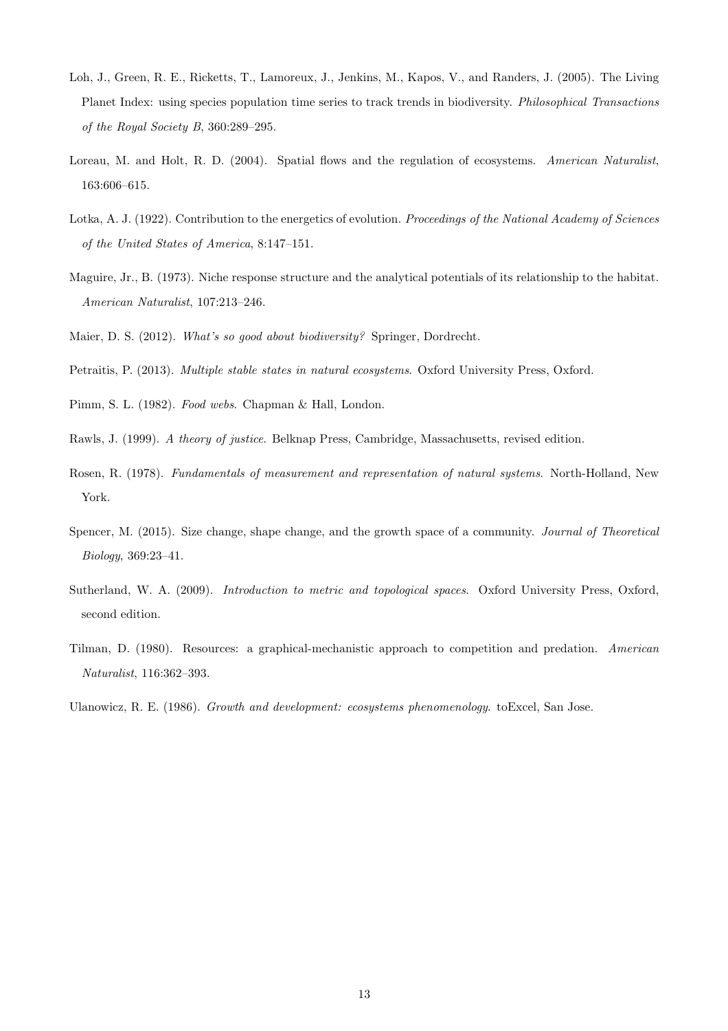Loh, J., Green, R. E., Ricketts, T., Lamoreux, J., Jenkins, M., Kapos, V., and Randers, J. (2005). The Living Planet Index: using species population time series to track trends in biodiversity. *Philosophical Transactions of the Royal Society B*, 360:289–295.

Loreau, M. and Holt, R. D. (2004). Spatial flows and the regulation of ecosystems. *American Naturalist*, 163:606–615.

Lotka, A. J. (1922). Contribution to the energetics of evolution. *Proceedings of the National Academy of Sciences of the United States of America*, 8:147–151.

Maguire, Jr., B. (1973). Niche response structure and the analytical potentials of its relationship to the habitat. *American Naturalist*, 107:213–246.

Maier, D. S. (2012). *What's so good about biodiversity?* Springer, Dordrecht.

Petraitis, P. (2013). *Multiple stable states in natural ecosystems*. Oxford University Press, Oxford.

Pimm, S. L. (1982). *Food webs*. Chapman & Hall, London.

Rawls, J. (1999). *A theory of justice*. Belknap Press, Cambridge, Massachusetts, revised edition.

Rosen, R. (1978). *Fundamentals of measurement and representation of natural systems*. North-Holland, New York.

Spencer, M. (2015). Size change, shape change, and the growth space of a community. *Journal of Theoretical Biology*, 369:23–41.

Sutherland, W. A. (2009). *Introduction to metric and topological spaces*. Oxford University Press, Oxford, second edition.

Tilman, D. (1980). Resources: a graphical-mechanistic approach to competition and predation. *American Naturalist*, 116:362–393.

Ulanowicz, R. E. (1986). *Growth and development: ecosystems phenomenology*. toExcel, San Jose.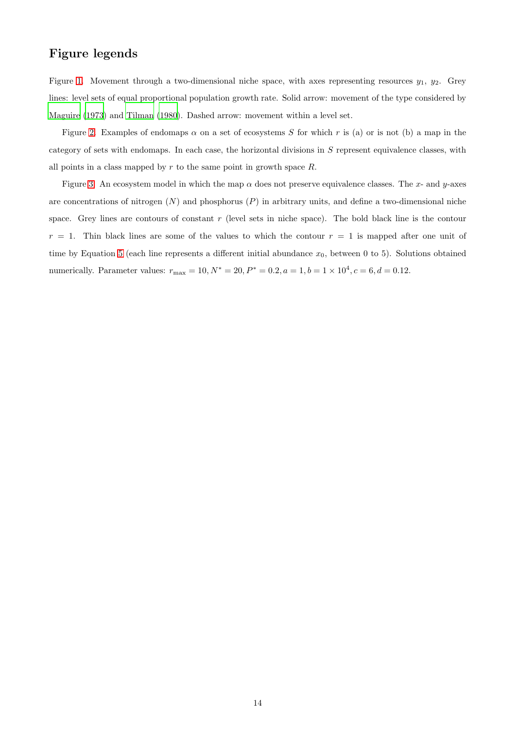## Figure legends

Figure 1. Movement through a two-dimensional niche space, with axes representing resources $y_1$, $y_2$. Grey lines: level sets of equal proportional population growth rate. Solid arrow: movement of the type considered by Maguire (1973) and Tilman (1980). Dashed arrow: movement within a level set.

Figure 2. Examples of endomaps $\alpha$ on a set of ecosystems $S$ for which $r$ is (a) or is not (b) a map in the category of sets with endomaps. In each case, the horizontal divisions in $S$ represent equivalence classes, with all points in a class mapped by $r$ to the same point in growth space $R$.

Figure 3. An ecosystem model in which the map $\alpha$ does not preserve equivalence classes. The $x$- and $y$-axes are concentrations of nitrogen ($N$) and phosphorus ($P$) in arbitrary units, and define a two-dimensional niche space. Grey lines are contours of constant $r$ (level sets in niche space). The bold black line is the contour $r = 1$. Thin black lines are some of the values to which the contour $r = 1$ is mapped after one unit of time by Equation 5 (each line represents a different initial abundance $x_0$, between 0 to 5). Solutions obtained numerically. Parameter values: $r_{\max} = 10, N^* = 20, P^* = 0.2, a = 1, b = 1 \times 10^4, c = 6, d = 0.12$.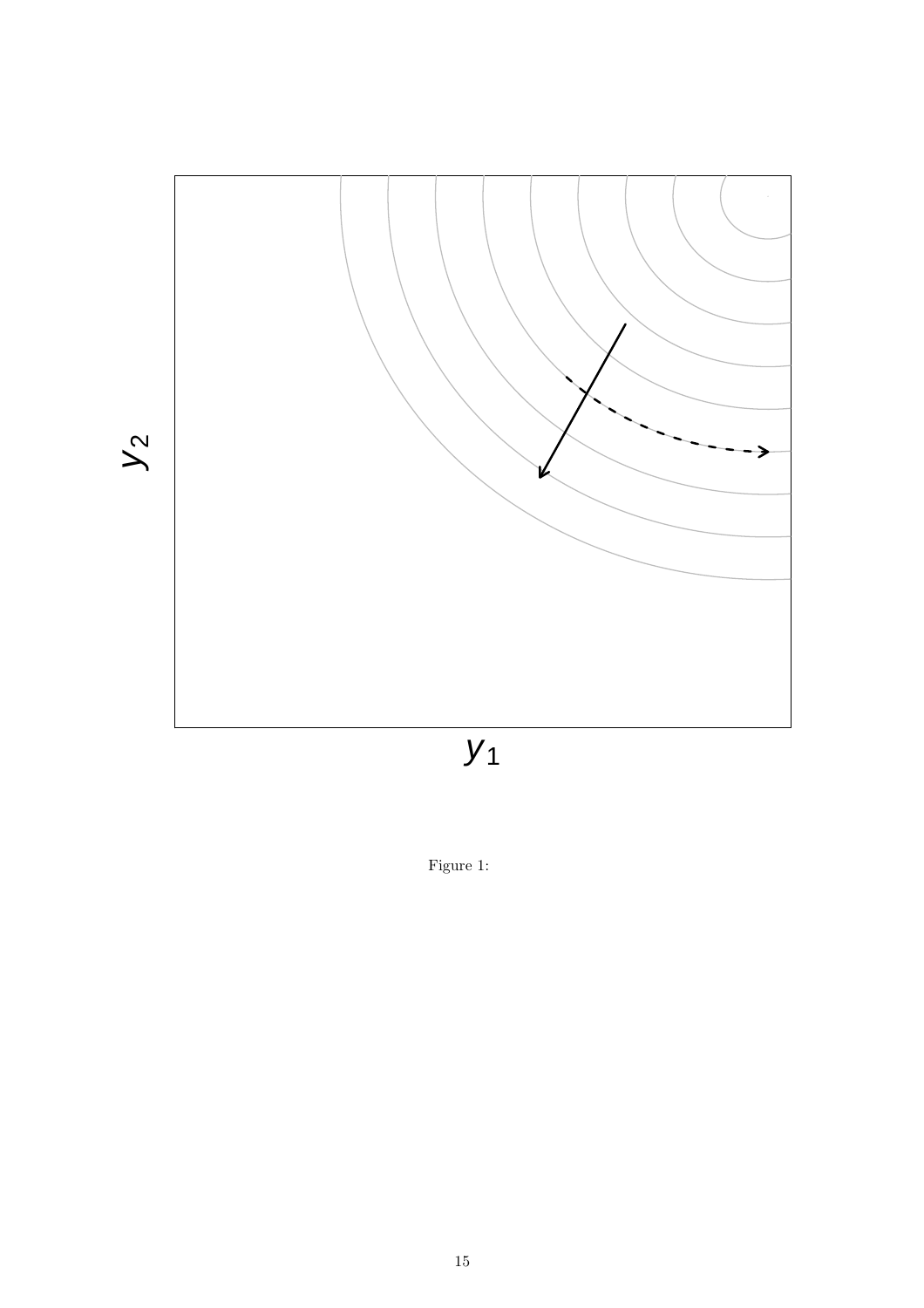Figure 1: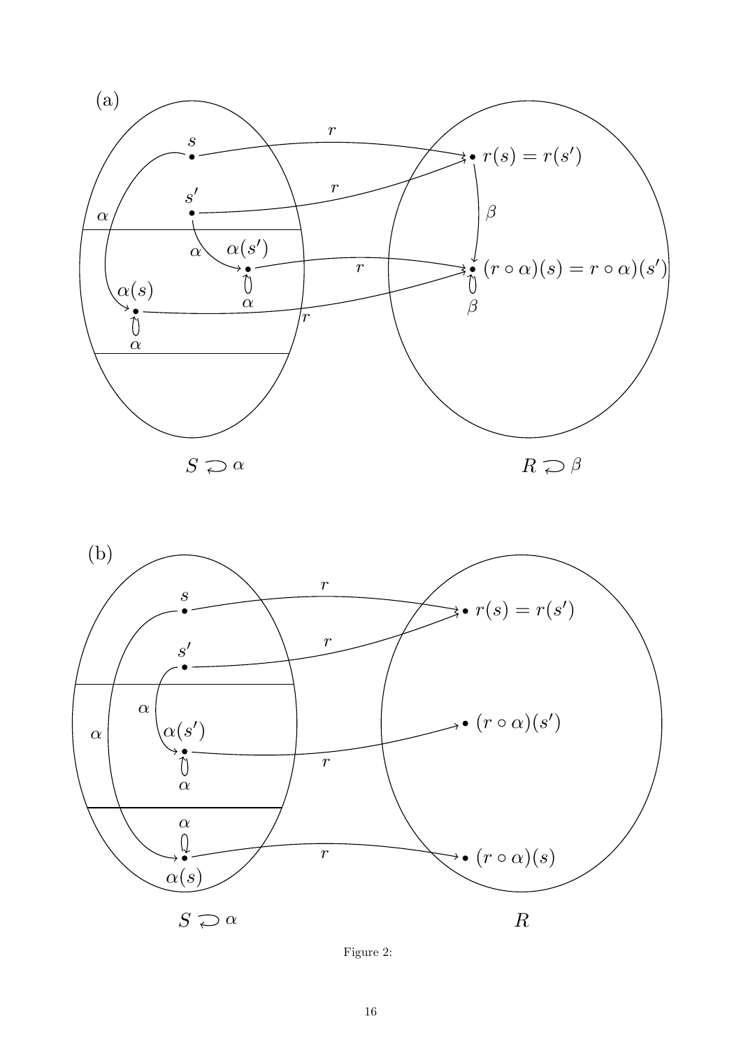Figure 2: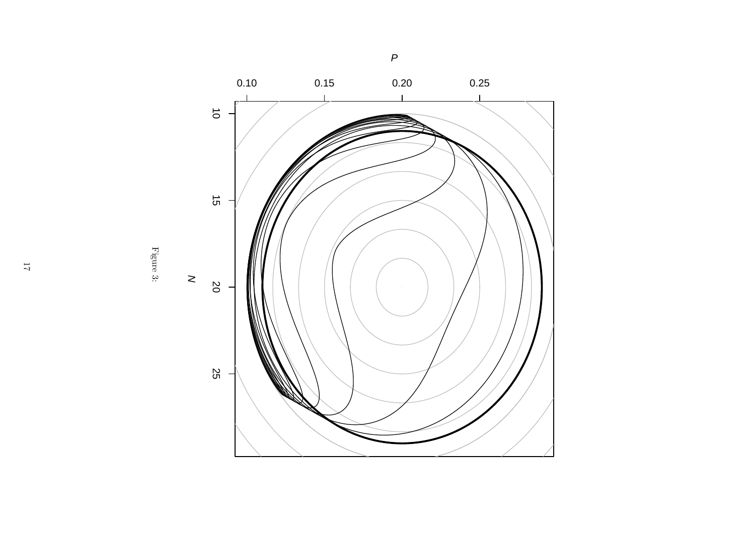P

0.10

0.15

0.20

0.25

10

15

20

25

N

Figure 3: